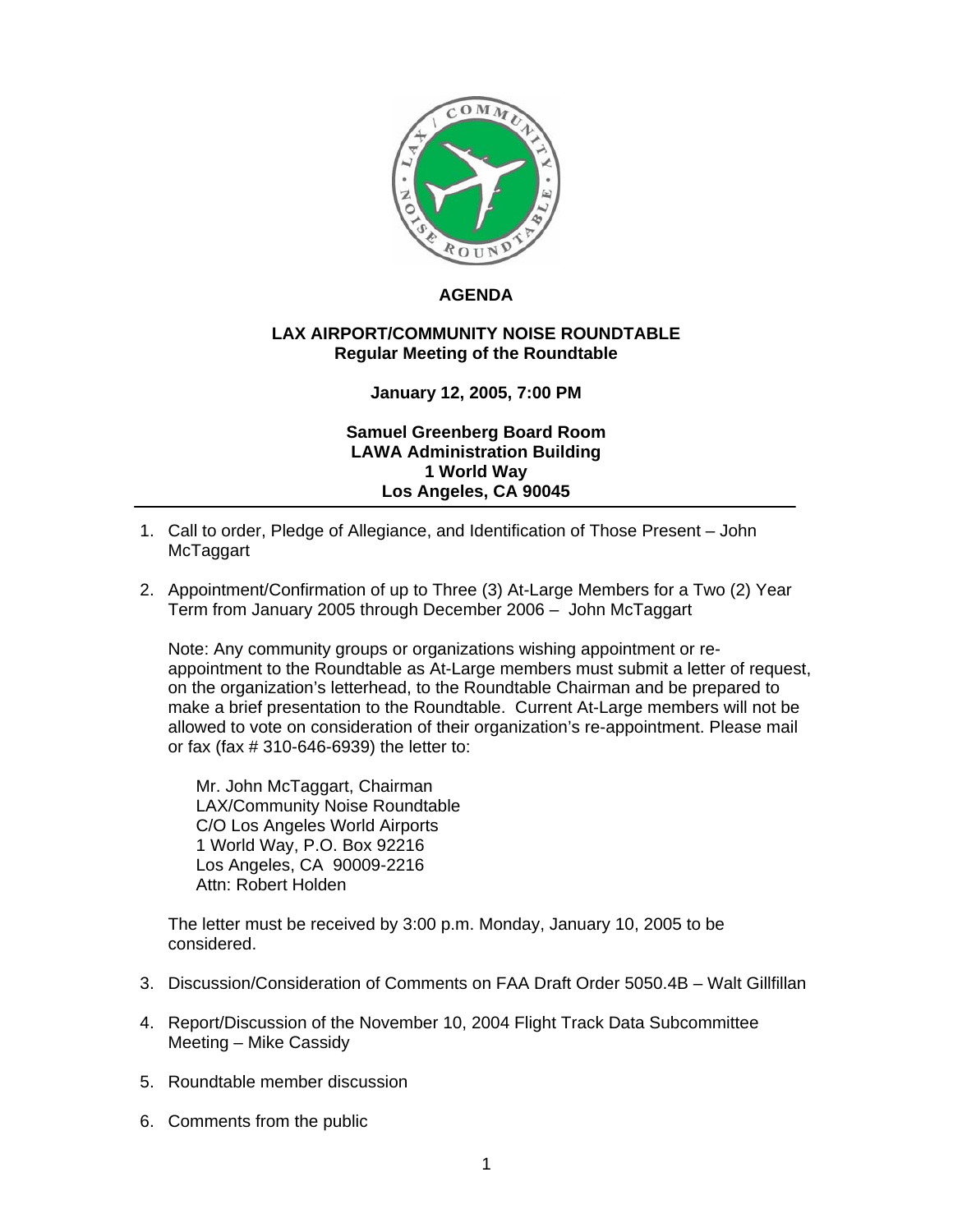# AGENDA

## LAX AIRPORT/COMMUNITY NOISE ROUNDTABLE
**Regular Meeting of the Roundtable**

**January 12, 2005, 7:00 PM**

**Samuel Greenberg Board Room**
**LAWA Administration Building**
**1 World Way**
**Los Angeles, CA 90045**

---

1. Call to order, Pledge of Allegiance, and Identification of Those Present – John McTaggart

2. Appointment/Confirmation of up to Three (3) At-Large Members for a Two (2) Year Term from January 2005 through December 2006 – John McTaggart

   Note: Any community groups or organizations wishing appointment or re-appointment to the Roundtable as At-Large members must submit a letter of request, on the organization's letterhead, to the Roundtable Chairman and be prepared to make a brief presentation to the Roundtable. Current At-Large members will not be allowed to vote on consideration of their organization's re-appointment. Please mail or fax (fax # 310-646-6939) the letter to:

   Mr. John McTaggart, Chairman
   LAX/Community Noise Roundtable
   C/O Los Angeles World Airports
   1 World Way, P.O. Box 92216
   Los Angeles, CA 90009-2216
   Attn: Robert Holden

   The letter must be received by 3:00 p.m. Monday, January 10, 2005 to be considered.

3. Discussion/Consideration of Comments on FAA Draft Order 5050.4B – Walt Gillfillan

4. Report/Discussion of the November 10, 2004 Flight Track Data Subcommittee Meeting – Mike Cassidy

5. Roundtable member discussion

6. Comments from the public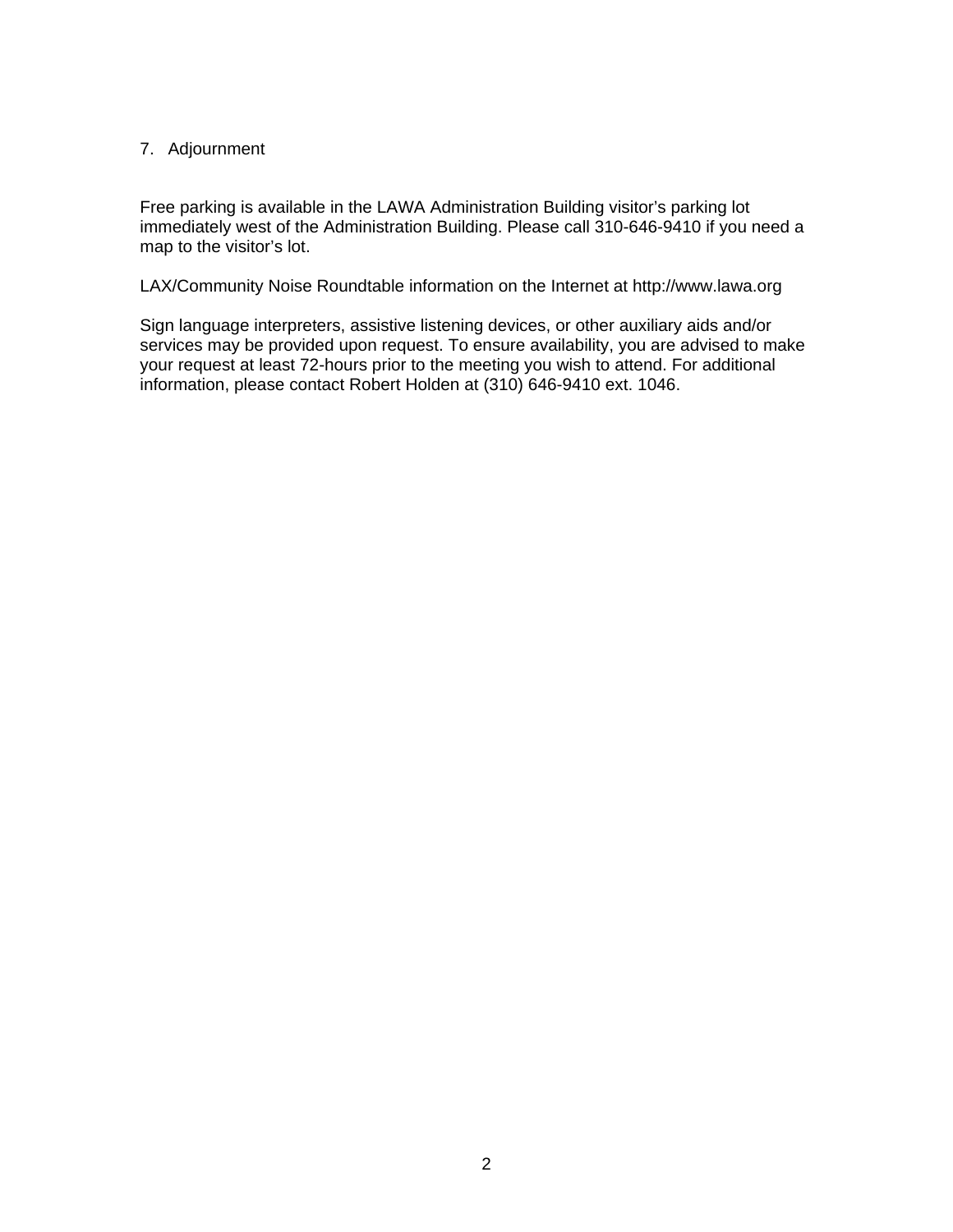7. Adjournment

Free parking is available in the LAWA Administration Building visitor's parking lot immediately west of the Administration Building. Please call 310-646-9410 if you need a map to the visitor's lot.

LAX/Community Noise Roundtable information on the Internet at http://www.lawa.org

Sign language interpreters, assistive listening devices, or other auxiliary aids and/or services may be provided upon request. To ensure availability, you are advised to make your request at least 72-hours prior to the meeting you wish to attend. For additional information, please contact Robert Holden at (310) 646-9410 ext. 1046.